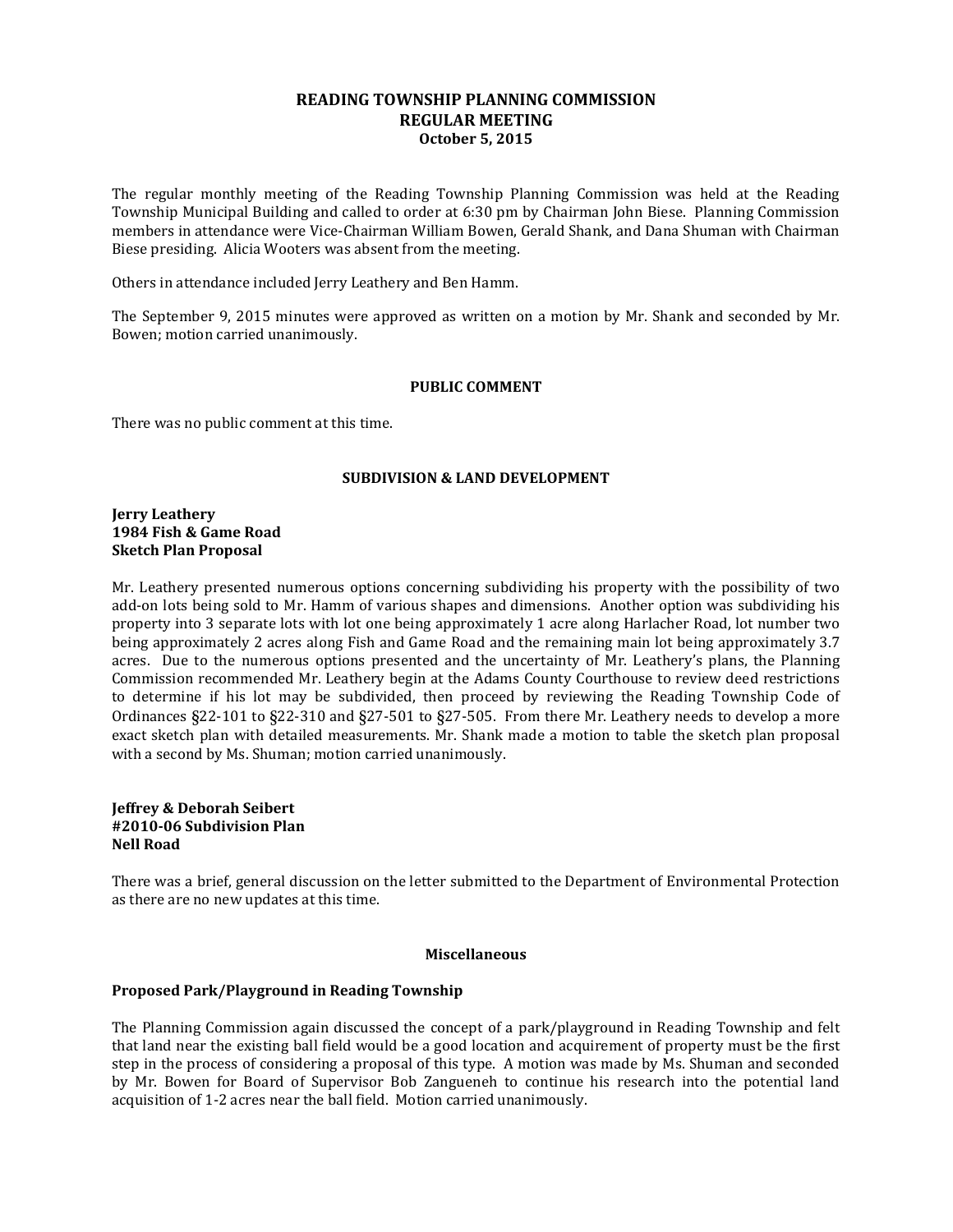# READING TOWNSHIP PLANNING COMMISSION
## REGULAR MEETING
### October 5, 2015

The regular monthly meeting of the Reading Township Planning Commission was held at the Reading Township Municipal Building and called to order at 6:30 pm by Chairman John Biese. Planning Commission members in attendance were Vice-Chairman William Bowen, Gerald Shank, and Dana Shuman with Chairman Biese presiding. Alicia Wooters was absent from the meeting.

Others in attendance included Jerry Leathery and Ben Hamm.

The September 9, 2015 minutes were approved as written on a motion by Mr. Shank and seconded by Mr. Bowen; motion carried unanimously.

#### PUBLIC COMMENT

There was no public comment at this time.

#### SUBDIVISION & LAND DEVELOPMENT

**Jerry Leathery**
**1984 Fish & Game Road**
**Sketch Plan Proposal**

Mr. Leathery presented numerous options concerning subdividing his property with the possibility of two add-on lots being sold to Mr. Hamm of various shapes and dimensions. Another option was subdividing his property into 3 separate lots with lot one being approximately 1 acre along Harlacher Road, lot number two being approximately 2 acres along Fish and Game Road and the remaining main lot being approximately 3.7 acres. Due to the numerous options presented and the uncertainty of Mr. Leathery's plans, the Planning Commission recommended Mr. Leathery begin at the Adams County Courthouse to review deed restrictions to determine if his lot may be subdivided, then proceed by reviewing the Reading Township Code of Ordinances §22-101 to §22-310 and §27-501 to §27-505. From there Mr. Leathery needs to develop a more exact sketch plan with detailed measurements. Mr. Shank made a motion to table the sketch plan proposal with a second by Ms. Shuman; motion carried unanimously.

**Jeffrey & Deborah Seibert**
**#2010-06 Subdivision Plan**
**Nell Road**

There was a brief, general discussion on the letter submitted to the Department of Environmental Protection as there are no new updates at this time.

#### Miscellaneous

**Proposed Park/Playground in Reading Township**

The Planning Commission again discussed the concept of a park/playground in Reading Township and felt that land near the existing ball field would be a good location and acquirement of property must be the first step in the process of considering a proposal of this type. A motion was made by Ms. Shuman and seconded by Mr. Bowen for Board of Supervisor Bob Zangueneh to continue his research into the potential land acquisition of 1-2 acres near the ball field. Motion carried unanimously.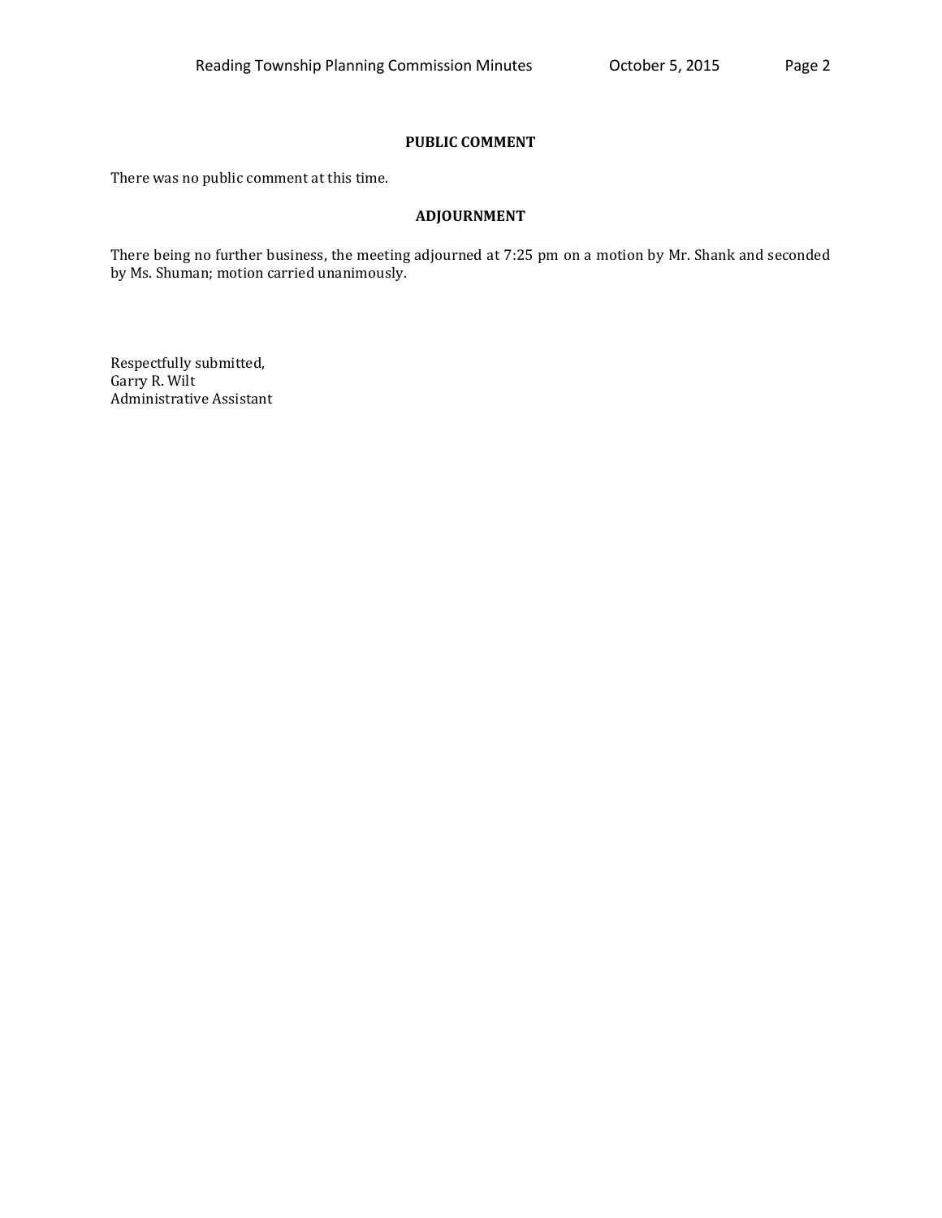**PUBLIC COMMENT**

There was no public comment at this time.

**ADJOURNMENT**

There being no further business, the meeting adjourned at 7:25 pm on a motion by Mr. Shank and seconded by Ms. Shuman; motion carried unanimously.

Respectfully submitted,  
Garry R. Wilt  
Administrative Assistant